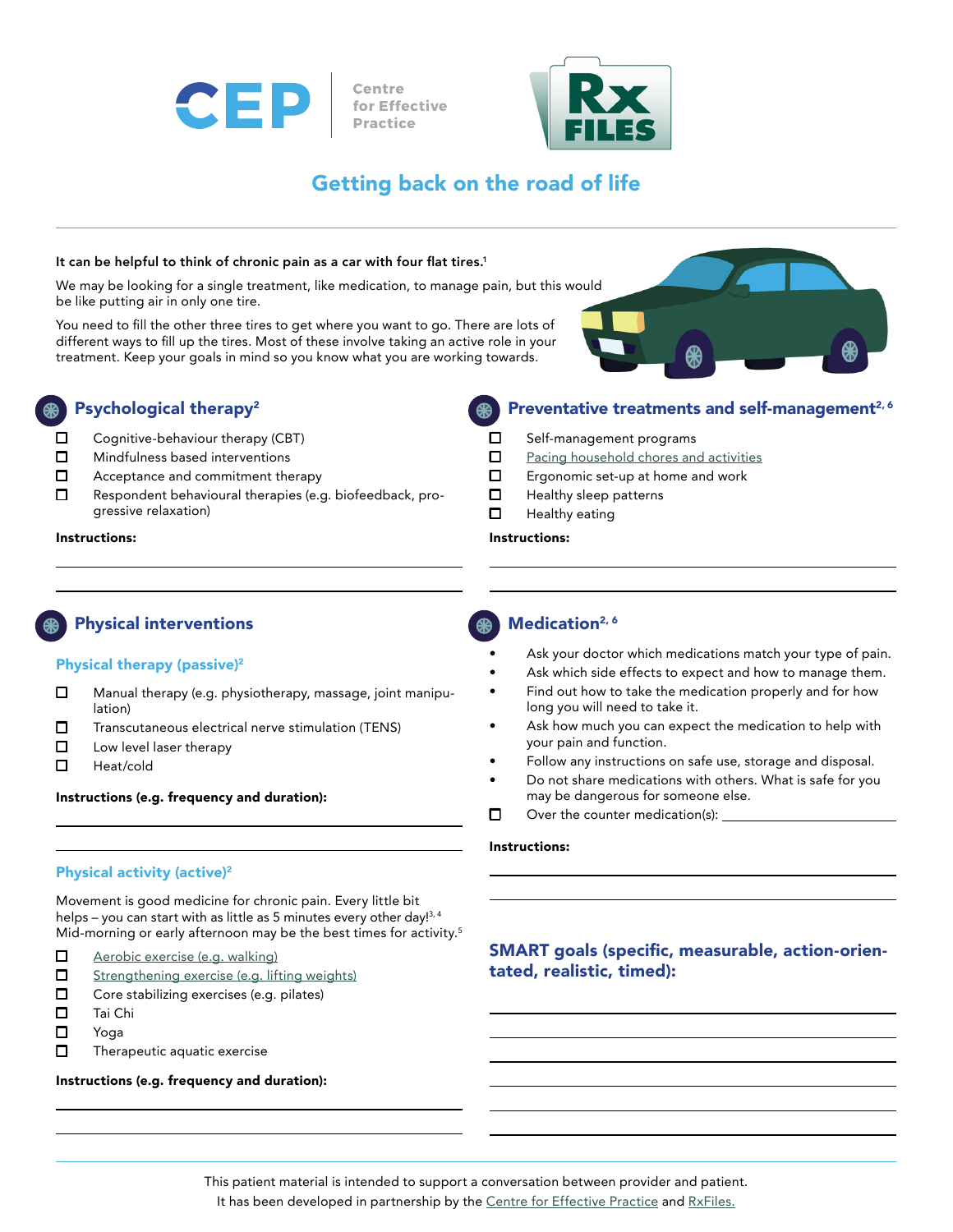# Getting back on the road of life

**It can be helpful to think of chronic pain as a car with four flat tires.**[1]

We may be looking for a single treatment, like medication, to manage pain, but this would be like putting air in only one tire.

You need to fill the other three tires to get where you want to go. There are lots of different ways to fill up the tires. Most of these involve taking an active role in your treatment. Keep your goals in mind so you know what you are working towards.

## Psychological therapy[2]

- ☐ Cognitive-behaviour therapy (CBT)
- ☐ Mindfulness based interventions
- ☐ Acceptance and commitment therapy
- ☐ Respondent behavioural therapies (e.g. biofeedback, progressive relaxation)

**Instructions:**

______________________________

______________________________

## Preventative treatments and self-management[2, 6]

- ☐ Self-management programs
- ☐ Pacing household chores and activities
- ☐ Ergonomic set-up at home and work
- ☐ Healthy sleep patterns
- ☐ Healthy eating

**Instructions:**

______________________________

______________________________

## Physical interventions

### Physical therapy (passive)[2]

- ☐ Manual therapy (e.g. physiotherapy, massage, joint manipulation)
- ☐ Transcutaneous electrical nerve stimulation (TENS)
- ☐ Low level laser therapy
- ☐ Heat/cold

**Instructions (e.g. frequency and duration):**

______________________________

______________________________

### Physical activity (active)[2]

Movement is good medicine for chronic pain. Every little bit helps – you can start with as little as 5 minutes every other day![3, 4] Mid-morning or early afternoon may be the best times for activity.[5]

- ☐ Aerobic exercise (e.g. walking)
- ☐ Strengthening exercise (e.g. lifting weights)
- ☐ Core stabilizing exercises (e.g. pilates)
- ☐ Tai Chi
- ☐ Yoga
- ☐ Therapeutic aquatic exercise

**Instructions (e.g. frequency and duration):**

______________________________

______________________________

## Medication[2, 6]

- Ask your doctor which medications match your type of pain.
- Ask which side effects to expect and how to manage them.
- Find out how to take the medication properly and for how long you will need to take it.
- Ask how much you can expect the medication to help with your pain and function.
- Follow any instructions on safe use, storage and disposal.
- Do not share medications with others. What is safe for you may be dangerous for someone else.
- ☐ Over the counter medication(s): ______________________________

**Instructions:**

______________________________

______________________________

### SMART goals (specific, measurable, action-orientated, realistic, timed):

______________________________

______________________________

______________________________

______________________________

______________________________

______________________________

This patient material is intended to support a conversation between provider and patient.
It has been developed in partnership by the Centre for Effective Practice and RxFiles.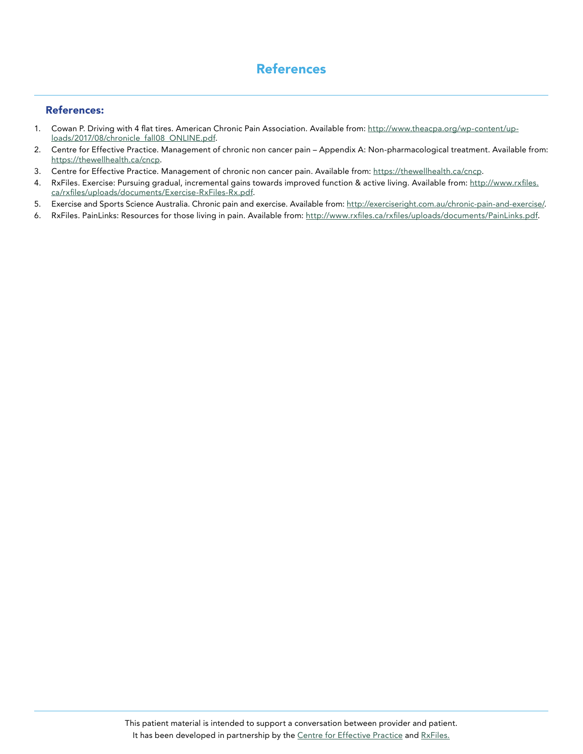# References

## References:

1. Cowan P. Driving with 4 flat tires. American Chronic Pain Association. Available from: http://www.theacpa.org/wp-content/uploads/2017/08/chronicle_fall08_ONLINE.pdf.
2. Centre for Effective Practice. Management of chronic non cancer pain – Appendix A: Non-pharmacological treatment. Available from: https://thewellhealth.ca/cncp.
3. Centre for Effective Practice. Management of chronic non cancer pain. Available from: https://thewellhealth.ca/cncp.
4. RxFiles. Exercise: Pursuing gradual, incremental gains towards improved function & active living. Available from: http://www.rxfiles.ca/rxfiles/uploads/documents/Exercise-RxFiles-Rx.pdf.
5. Exercise and Sports Science Australia. Chronic pain and exercise. Available from: http://exerciseright.com.au/chronic-pain-and-exercise/.
6. RxFiles. PainLinks: Resources for those living in pain. Available from: http://www.rxfiles.ca/rxfiles/uploads/documents/PainLinks.pdf.

This patient material is intended to support a conversation between provider and patient.
It has been developed in partnership by the Centre for Effective Practice and RxFiles.